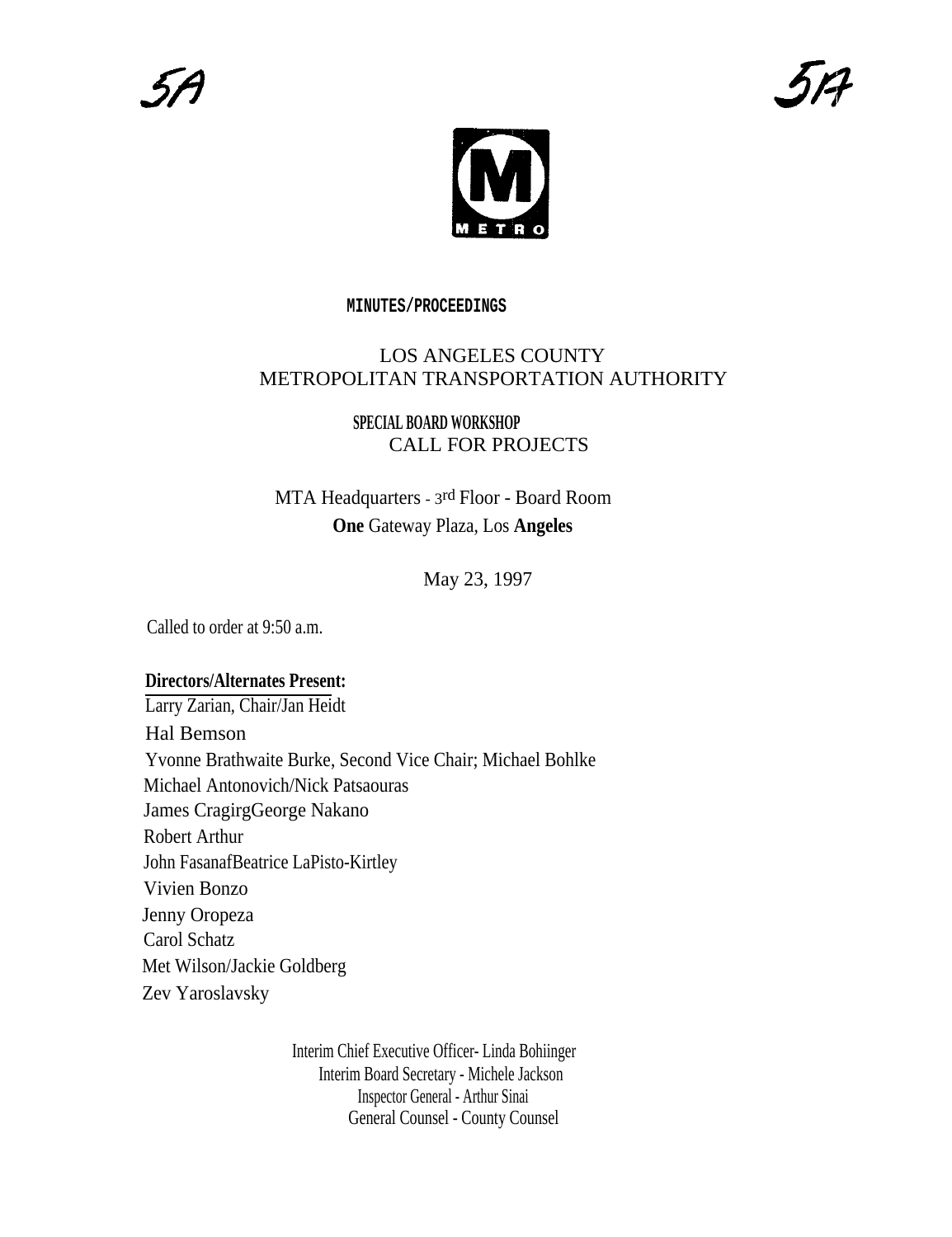5A 5A

METRO

**MINUTES/PROCEEDINGS**

# LOS ANGELES COUNTY METROPOLITAN TRANSPORTATION AUTHORITY

## SPECIAL BOARD WORKSHOP
## CALL FOR PROJECTS

MTA Headquarters - 3rd Floor - Board Room
**One** Gateway Plaza, Los **Angeles**

May 23, 1997

Called to order at 9:50 a.m.

**Directors/Alternates Present:**

Larry Zarian, Chair/Jan Heidt
Hal Bemson
Yvonne Brathwaite Burke, Second Vice Chair; Michael Bohlke
Michael Antonovich/Nick Patsaouras
James CragirgGeorge Nakano
Robert Arthur
John FasanafBeatrice LaPisto-Kirtley
Vivien Bonzo
Jenny Oropeza
Carol Schatz
Met Wilson/Jackie Goldberg
Zev Yaroslavsky

Interim Chief Executive Officer- Linda Bohiinger
Interim Board Secretary - Michele Jackson
Inspector General - Arthur Sinai
General Counsel - County Counsel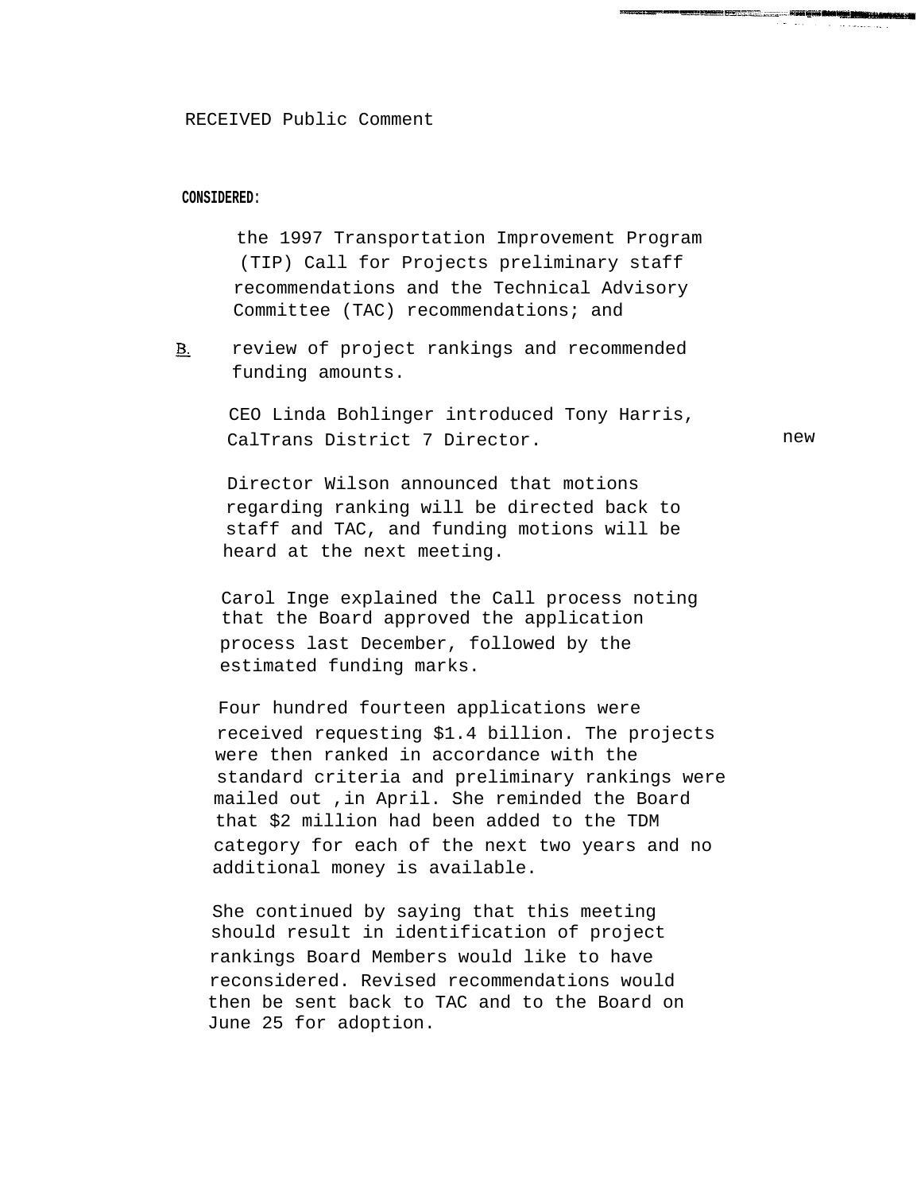RECEIVED Public Comment

**CONSIDERED:**

the 1997 Transportation Improvement Program (TIP) Call for Projects preliminary staff recommendations and the Technical Advisory Committee (TAC) recommendations; and

B. review of project rankings and recommended funding amounts.

CEO Linda Bohlinger introduced Tony Harris, new CalTrans District 7 Director.

Director Wilson announced that motions regarding ranking will be directed back to staff and TAC, and funding motions will be heard at the next meeting.

Carol Inge explained the Call process noting that the Board approved the application process last December, followed by the estimated funding marks.

Four hundred fourteen applications were received requesting $1.4 billion. The projects were then ranked in accordance with the standard criteria and preliminary rankings were mailed out ,in April. She reminded the Board that $2 million had been added to the TDM category for each of the next two years and no additional money is available.

She continued by saying that this meeting should result in identification of project rankings Board Members would like to have reconsidered. Revised recommendations would then be sent back to TAC and to the Board on June 25 for adoption.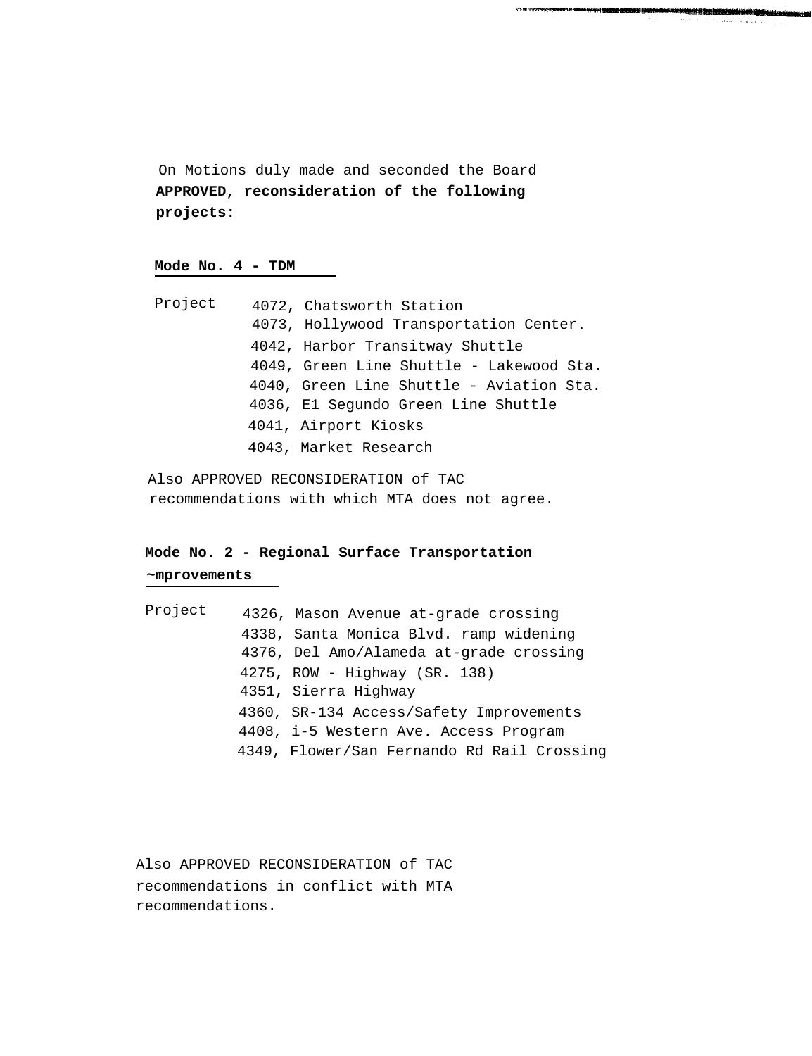On Motions duly made and seconded the Board **APPROVED, reconsideration of the following projects:**

**Mode No. 4 - TDM**

Project
- 4072, Chatsworth Station
- 4073, Hollywood Transportation Center.
- 4042, Harbor Transitway Shuttle
- 4049, Green Line Shuttle - Lakewood Sta.
- 4040, Green Line Shuttle - Aviation Sta.
- 4036, E1 Segundo Green Line Shuttle
- 4041, Airport Kiosks
- 4043, Market Research

Also APPROVED RECONSIDERATION of TAC recommendations with which MTA does not agree.

**Mode No. 2 - Regional Surface Transportation ~mprovements**

Project
- 4326, Mason Avenue at-grade crossing
- 4338, Santa Monica Blvd. ramp widening
- 4376, Del Amo/Alameda at-grade crossing
- 4275, ROW - Highway (SR. 138)
- 4351, Sierra Highway
- 4360, SR-134 Access/Safety Improvements
- 4408, i-5 Western Ave. Access Program
- 4349, Flower/San Fernando Rd Rail Crossing

Also APPROVED RECONSIDERATION of TAC recommendations in conflict with MTA recommendations.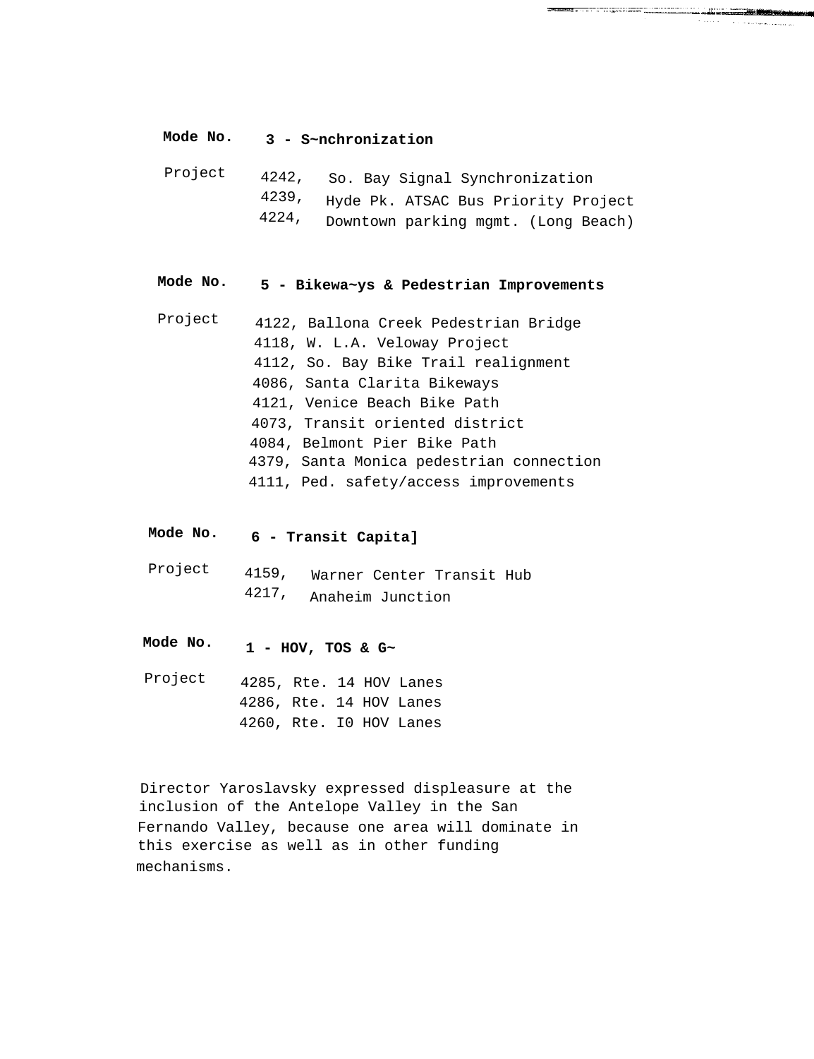**Mode No.** **3 - S~nchronization**

Project
4242, So. Bay Signal Synchronization
4239, Hyde Pk. ATSAC Bus Priority Project
4224, Downtown parking mgmt. (Long Beach)

**Mode No.** **5 - Bikewa~ys & Pedestrian Improvements**

Project
4122, Ballona Creek Pedestrian Bridge
4118, W. L.A. Veloway Project
4112, So. Bay Bike Trail realignment
4086, Santa Clarita Bikeways
4121, Venice Beach Bike Path
4073, Transit oriented district
4084, Belmont Pier Bike Path
4379, Santa Monica pedestrian connection
4111, Ped. safety/access improvements

**Mode No.** **6 - Transit Capita]**

Project
4159, Warner Center Transit Hub
4217, Anaheim Junction

**Mode No.** **1 - HOV, TOS & G~**

Project
4285, Rte. 14 HOV Lanes
4286, Rte. 14 HOV Lanes
4260, Rte. I0 HOV Lanes

Director Yaroslavsky expressed displeasure at the inclusion of the Antelope Valley in the San Fernando Valley, because one area will dominate in this exercise as well as in other funding mechanisms.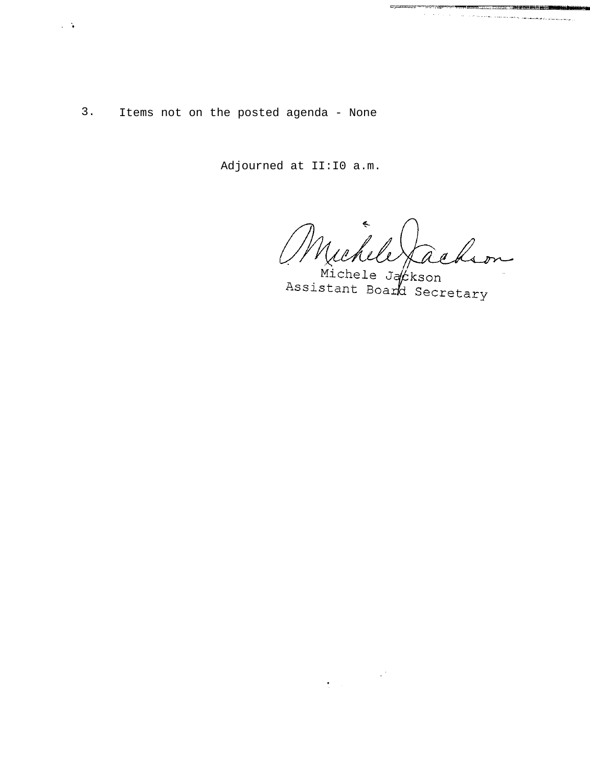3. Items not on the posted agenda - None

Adjourned at II:I0 a.m.

Michele Jackson
Assistant Board Secretary